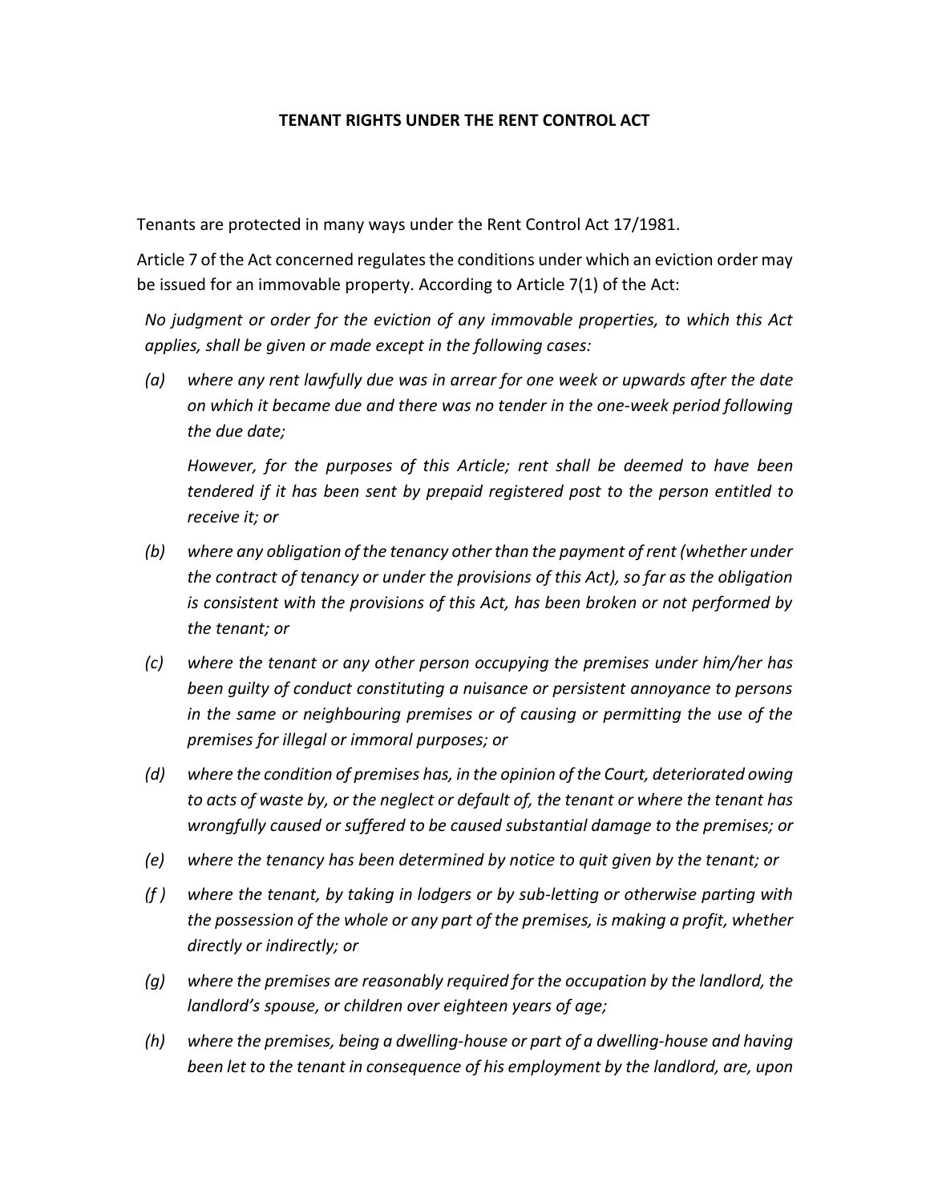# TENANT RIGHTS UNDER THE RENT CONTROL ACT

Tenants are protected in many ways under the Rent Control Act 17/1981.

Article 7 of the Act concerned regulates the conditions under which an eviction order may be issued for an immovable property. According to Article 7(1) of the Act:

*No judgment or order for the eviction of any immovable properties, to which this Act applies, shall be given or made except in the following cases:*

*(a) where any rent lawfully due was in arrear for one week or upwards after the date on which it became due and there was no tender in the one-week period following the due date;*

*However, for the purposes of this Article; rent shall be deemed to have been tendered if it has been sent by prepaid registered post to the person entitled to receive it; or*

*(b) where any obligation of the tenancy other than the payment of rent (whether under the contract of tenancy or under the provisions of this Act), so far as the obligation is consistent with the provisions of this Act, has been broken or not performed by the tenant; or*

*(c) where the tenant or any other person occupying the premises under him/her has been guilty of conduct constituting a nuisance or persistent annoyance to persons in the same or neighbouring premises or of causing or permitting the use of the premises for illegal or immoral purposes; or*

*(d) where the condition of premises has, in the opinion of the Court, deteriorated owing to acts of waste by, or the neglect or default of, the tenant or where the tenant has wrongfully caused or suffered to be caused substantial damage to the premises; or*

*(e) where the tenancy has been determined by notice to quit given by the tenant; or*

*(f) where the tenant, by taking in lodgers or by sub-letting or otherwise parting with the possession of the whole or any part of the premises, is making a profit, whether directly or indirectly; or*

*(g) where the premises are reasonably required for the occupation by the landlord, the landlord's spouse, or children over eighteen years of age;*

*(h) where the premises, being a dwelling-house or part of a dwelling-house and having been let to the tenant in consequence of his employment by the landlord, are, upon*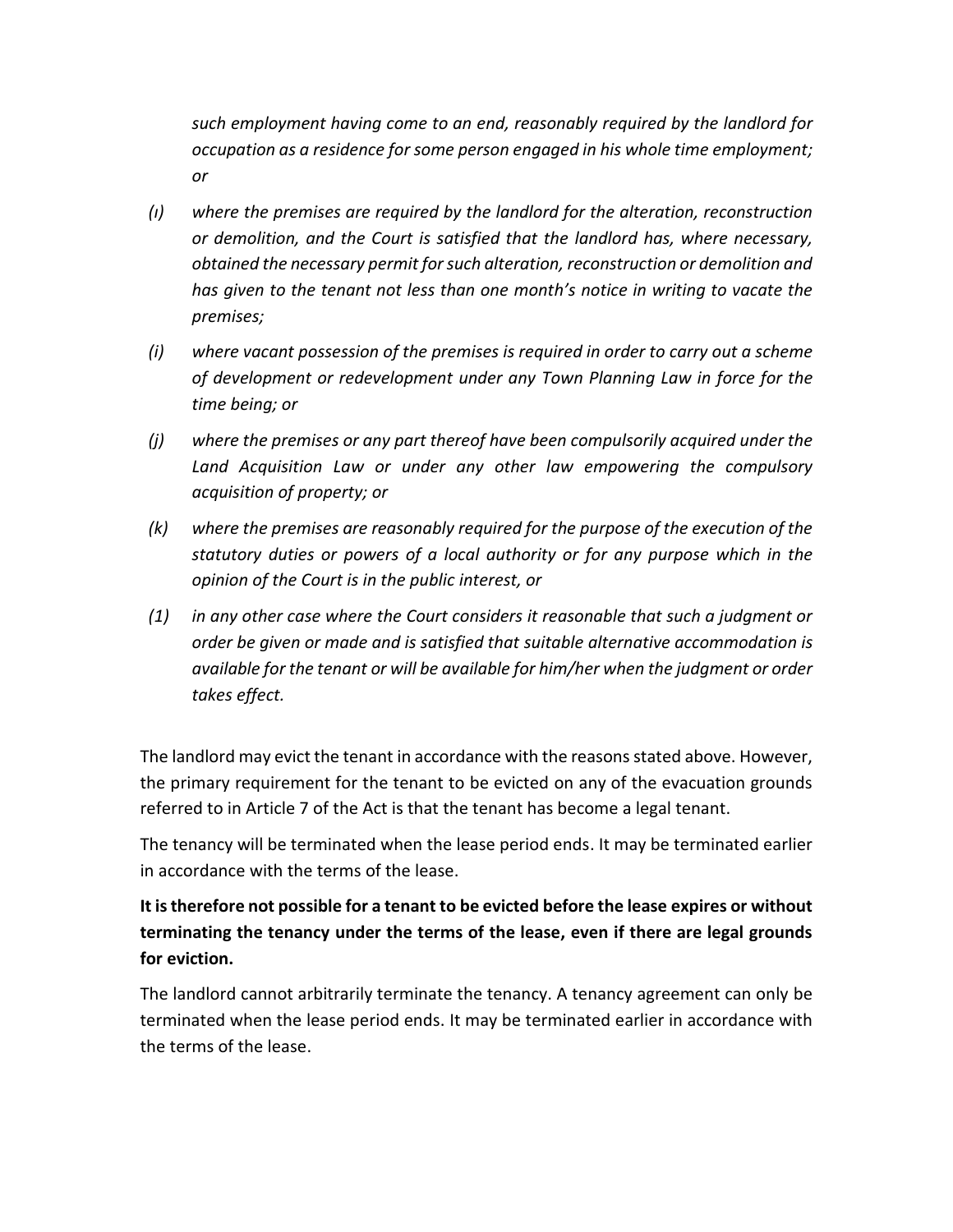*such employment having come to an end, reasonably required by the landlord for occupation as a residence for some person engaged in his whole time employment; or*

*(ı) where the premises are required by the landlord for the alteration, reconstruction or demolition, and the Court is satisfied that the landlord has, where necessary, obtained the necessary permit for such alteration, reconstruction or demolition and has given to the tenant not less than one month's notice in writing to vacate the premises;*

*(i) where vacant possession of the premises is required in order to carry out a scheme of development or redevelopment under any Town Planning Law in force for the time being; or*

*(j) where the premises or any part thereof have been compulsorily acquired under the Land Acquisition Law or under any other law empowering the compulsory acquisition of property; or*

*(k) where the premises are reasonably required for the purpose of the execution of the statutory duties or powers of a local authority or for any purpose which in the opinion of the Court is in the public interest, or*

*(1) in any other case where the Court considers it reasonable that such a judgment or order be given or made and is satisfied that suitable alternative accommodation is available for the tenant or will be available for him/her when the judgment or order takes effect.*

The landlord may evict the tenant in accordance with the reasons stated above. However, the primary requirement for the tenant to be evicted on any of the evacuation grounds referred to in Article 7 of the Act is that the tenant has become a legal tenant.

The tenancy will be terminated when the lease period ends. It may be terminated earlier in accordance with the terms of the lease.

**It is therefore not possible for a tenant to be evicted before the lease expires or without terminating the tenancy under the terms of the lease, even if there are legal grounds for eviction.**

The landlord cannot arbitrarily terminate the tenancy. A tenancy agreement can only be terminated when the lease period ends. It may be terminated earlier in accordance with the terms of the lease.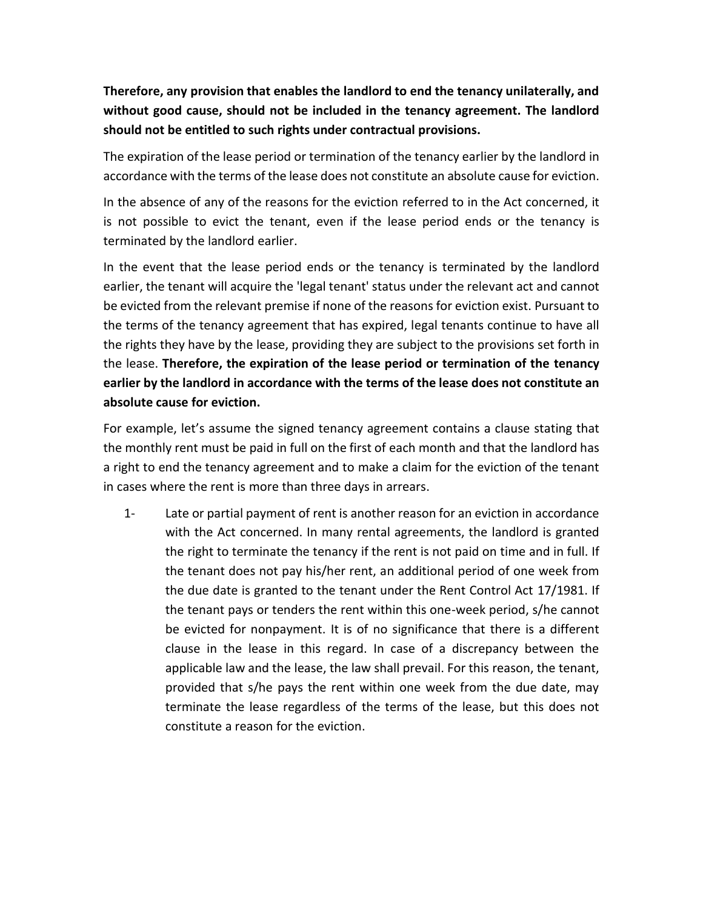**Therefore, any provision that enables the landlord to end the tenancy unilaterally, and without good cause, should not be included in the tenancy agreement. The landlord should not be entitled to such rights under contractual provisions.**

The expiration of the lease period or termination of the tenancy earlier by the landlord in accordance with the terms of the lease does not constitute an absolute cause for eviction.

In the absence of any of the reasons for the eviction referred to in the Act concerned, it is not possible to evict the tenant, even if the lease period ends or the tenancy is terminated by the landlord earlier.

In the event that the lease period ends or the tenancy is terminated by the landlord earlier, the tenant will acquire the 'legal tenant' status under the relevant act and cannot be evicted from the relevant premise if none of the reasons for eviction exist. Pursuant to the terms of the tenancy agreement that has expired, legal tenants continue to have all the rights they have by the lease, providing they are subject to the provisions set forth in the lease. **Therefore, the expiration of the lease period or termination of the tenancy earlier by the landlord in accordance with the terms of the lease does not constitute an absolute cause for eviction.**

For example, let's assume the signed tenancy agreement contains a clause stating that the monthly rent must be paid in full on the first of each month and that the landlord has a right to end the tenancy agreement and to make a claim for the eviction of the tenant in cases where the rent is more than three days in arrears.

1- Late or partial payment of rent is another reason for an eviction in accordance with the Act concerned. In many rental agreements, the landlord is granted the right to terminate the tenancy if the rent is not paid on time and in full. If the tenant does not pay his/her rent, an additional period of one week from the due date is granted to the tenant under the Rent Control Act 17/1981. If the tenant pays or tenders the rent within this one-week period, s/he cannot be evicted for nonpayment. It is of no significance that there is a different clause in the lease in this regard. In case of a discrepancy between the applicable law and the lease, the law shall prevail. For this reason, the tenant, provided that s/he pays the rent within one week from the due date, may terminate the lease regardless of the terms of the lease, but this does not constitute a reason for the eviction.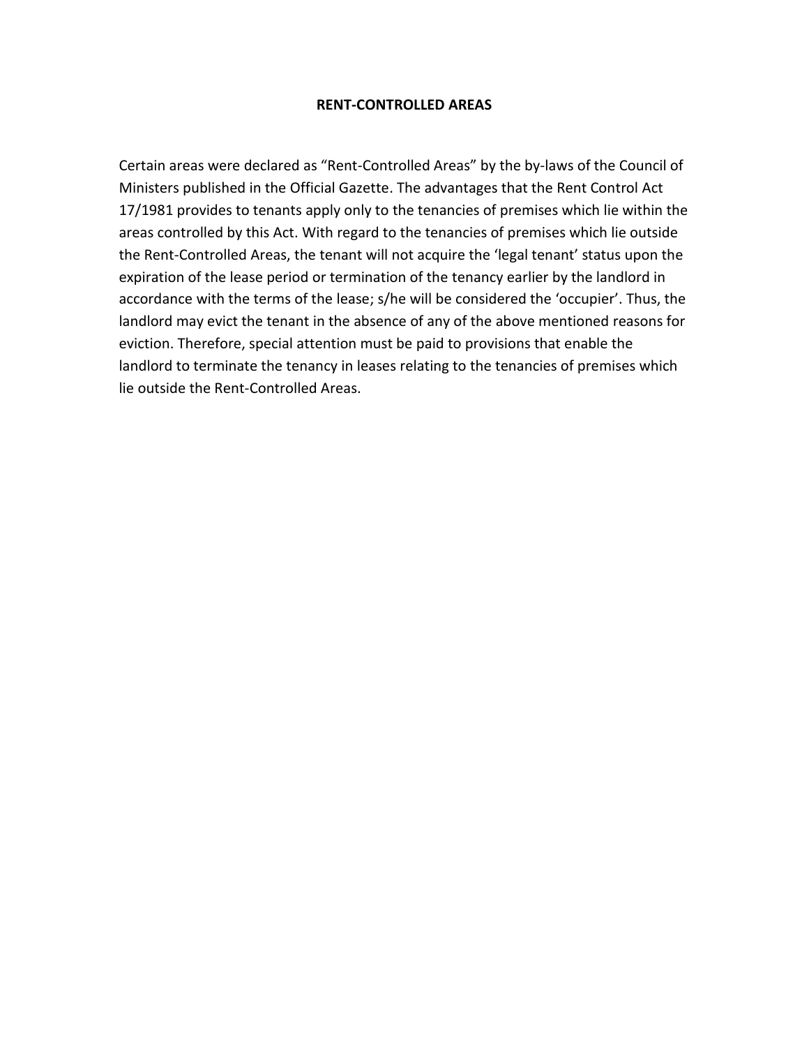## RENT-CONTROLLED AREAS

Certain areas were declared as "Rent-Controlled Areas" by the by-laws of the Council of Ministers published in the Official Gazette. The advantages that the Rent Control Act 17/1981 provides to tenants apply only to the tenancies of premises which lie within the areas controlled by this Act. With regard to the tenancies of premises which lie outside the Rent-Controlled Areas, the tenant will not acquire the 'legal tenant' status upon the expiration of the lease period or termination of the tenancy earlier by the landlord in accordance with the terms of the lease; s/he will be considered the 'occupier'. Thus, the landlord may evict the tenant in the absence of any of the above mentioned reasons for eviction. Therefore, special attention must be paid to provisions that enable the landlord to terminate the tenancy in leases relating to the tenancies of premises which lie outside the Rent-Controlled Areas.